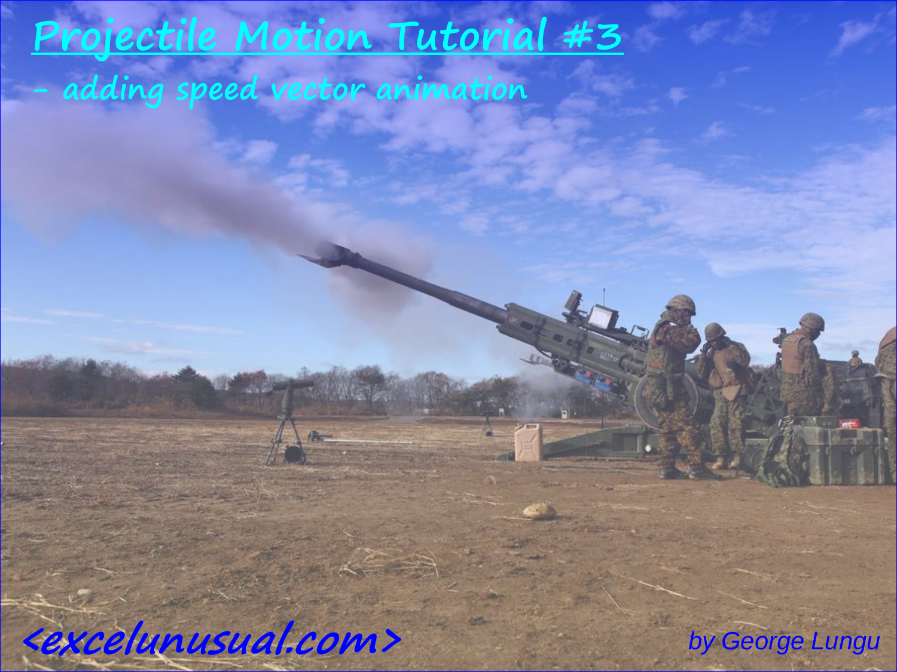# Projectile Motion Tutorial #3

## - adding speed vector animation

*<excelunusual.com>*

*by George Lungu*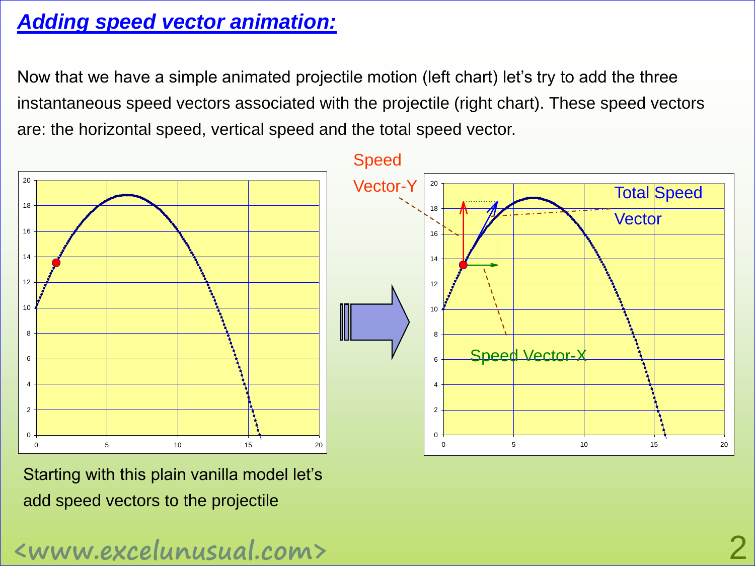## ***Adding speed vector animation:***

Now that we have a simple animated projectile motion (left chart) let's try to add the three instantaneous speed vectors associated with the projectile (right chart). These speed vectors are: the horizontal speed, vertical speed and the total speed vector.

Speed Vector-Y

Total Speed Vector

Speed Vector-X

Starting with this plain vanilla model let's add speed vectors to the projectile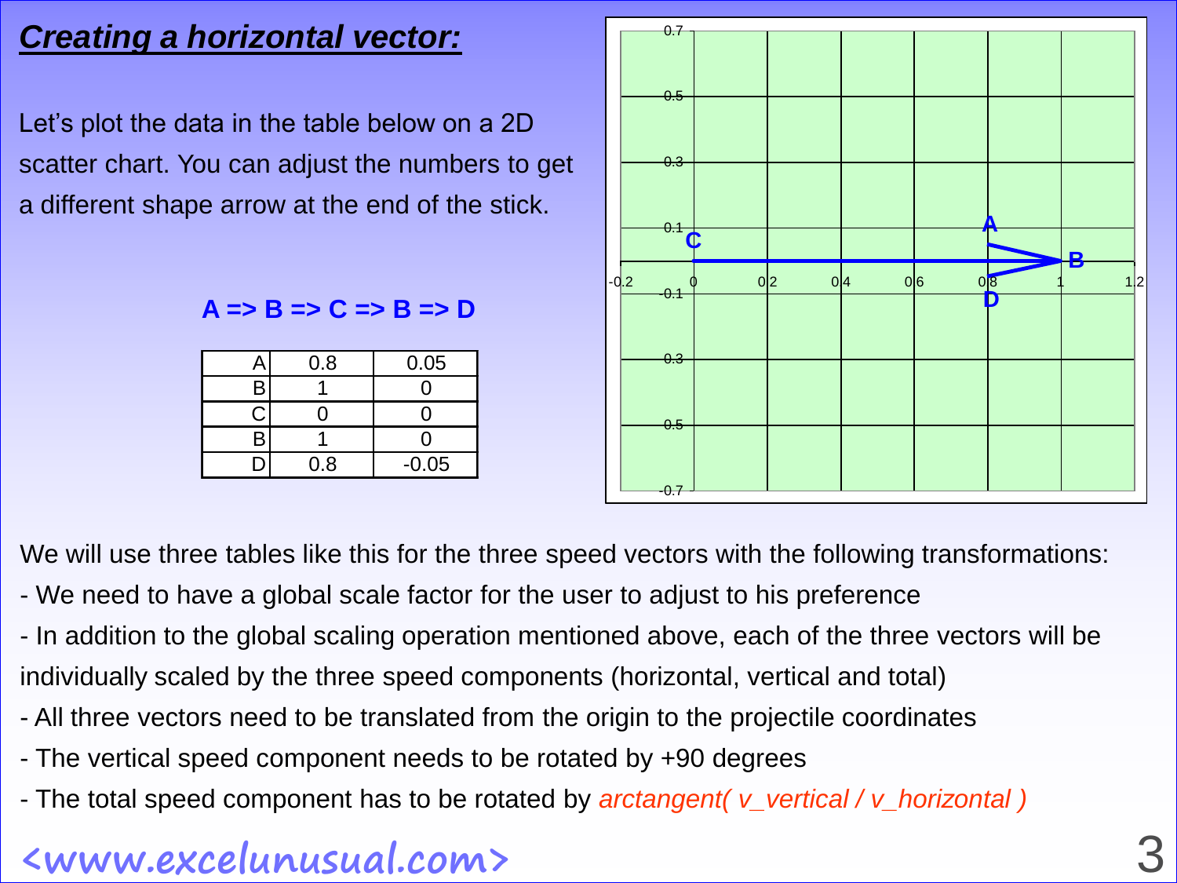## ***Creating a horizontal vector:***

Let's plot the data in the table below on a 2D scatter chart. You can adjust the numbers to get a different shape arrow at the end of the stick.

**A => B => C => B => D**

| | | |
|---|---|---|
| A | 0.8 | 0.05 |
| B | 1 | 0 |
| C | 0 | 0 |
| B | 1 | 0 |
| D | 0.8 | -0.05 |

We will use three tables like this for the three speed vectors with the following transformations:

- We need to have a global scale factor for the user to adjust to his preference
- In addition to the global scaling operation mentioned above, each of the three vectors will be individually scaled by the three speed components (horizontal, vertical and total)
- All three vectors need to be translated from the origin to the projectile coordinates
- The vertical speed component needs to be rotated by +90 degrees
- The total speed component has to be rotated by *arctangent( v_vertical / v_horizontal )*

<www.excelunusual.com>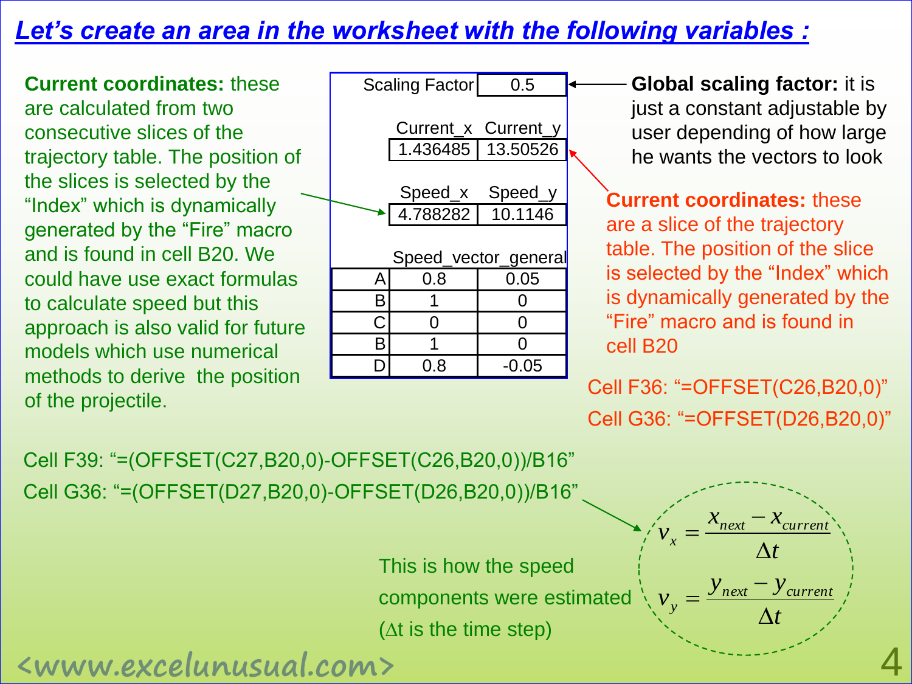# Let's create an area in the worksheet with the following variables :

**Current coordinates:** these are calculated from two consecutive slices of the trajectory table. The position of the slices is selected by the "Index" which is dynamically generated by the "Fire" macro and is found in cell B20. We could have use exact formulas to calculate speed but this approach is also valid for future models which use numerical methods to derive the position of the projectile.

| | | |
|---|---|---|
| Scaling Factor | | 0.5 |
| | Current_x | Current_y |
| | 1.436485 | 13.50526 |
| | Speed_x | Speed_y |
| | 4.788282 | 10.1146 |
| | Speed_vector_general | |
| A | 0.8 | 0.05 |
| B | 1 | 0 |
| C | 0 | 0 |
| B | 1 | 0 |
| D | 0.8 | -0.05 |

**Global scaling factor:** it is just a constant adjustable by user depending of how large he wants the vectors to look

**Current coordinates:** these are a slice of the trajectory table. The position of the slice is selected by the "Index" which is dynamically generated by the "Fire" macro and is found in cell B20

Cell F36: "=OFFSET(C26,B20,0)"

Cell G36: "=OFFSET(D26,B20,0)"

Cell F39: "=(OFFSET(C27,B20,0)-OFFSET(C26,B20,0))/B16"

Cell G36: "=(OFFSET(D27,B20,0)-OFFSET(D26,B20,0))/B16"

This is how the speed components were estimated ($\Delta t$ is the time step)

$$v_x = \frac{x_{next} - x_{current}}{\Delta t}$$

$$v_y = \frac{y_{next} - y_{current}}{\Delta t}$$

<www.excelunusual.com>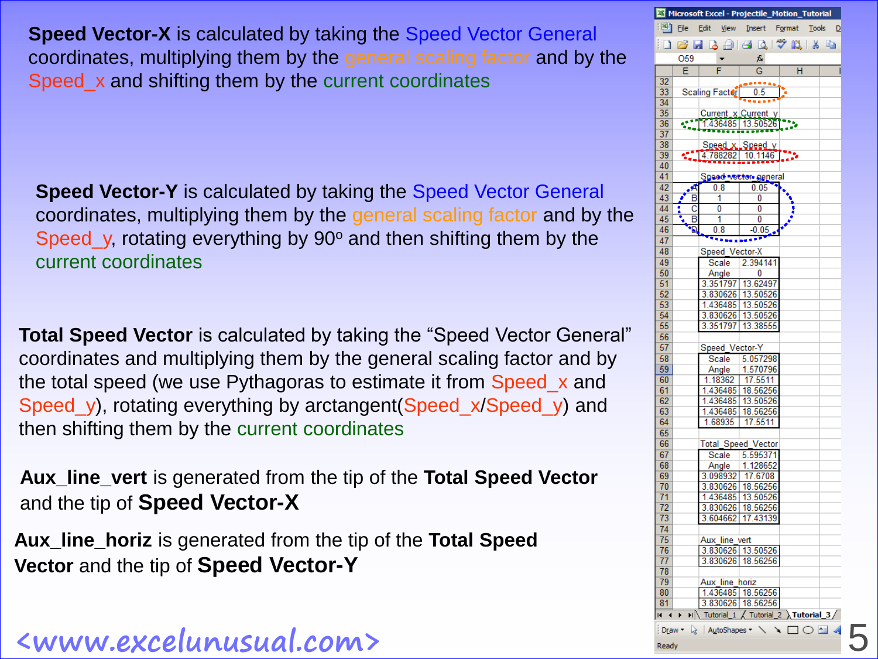**Speed Vector-X** is calculated by taking the Speed Vector General coordinates, multiplying them by the general scaling factor and by the Speed_x and shifting them by the current coordinates

**Speed Vector-Y** is calculated by taking the Speed Vector General coordinates, multiplying them by the general scaling factor and by the Speed_y, rotating everything by 90º and then shifting them by the current coordinates

**Total Speed Vector** is calculated by taking the "Speed Vector General" coordinates and multiplying them by the general scaling factor and by the total speed (we use Pythagoras to estimate it from Speed_x and Speed_y), rotating everything by arctangent(Speed_x/Speed_y) and then shifting them by the current coordinates

**Aux_line_vert** is generated from the tip of the **Total Speed Vector** and the tip of **Speed Vector-X**

**Aux_line_horiz** is generated from the tip of the **Total Speed Vector** and the tip of **Speed Vector-Y**

Microsoft Excel - Projectile_Motion_Tutorial

| | E | F | G |
|---|---|---|---|
| 33 | Scaling Factor | | 0.5 |
| 35 | | Current_x | Current_y |
| 36 | | 1.436485 | 13.50526 |
| 38 | | Speed_x | Speed_y |
| 39 | | 4.788282 | 10.1146 |
| 41 | | Speed_vector_general | |
| 42 | A | 0.8 | 0.05 |
| 43 | B | 1 | 0 |
| 44 | C | 0 | 0 |
| 45 | B | 1 | 0 |
| 46 | D | 0.8 | -0.05 |
| 48 | | Speed_Vector-X | |
| 49 | | Scale | 2.394141 |
| 50 | | Angle | 0 |
| 51 | | 3.351797 | 13.62497 |
| 52 | | 3.830626 | 13.50526 |
| 53 | | 1.436485 | 13.50526 |
| 54 | | 3.830626 | 13.50526 |
| 55 | | 3.351797 | 13.38555 |
| 57 | | Speed_Vector-Y | |
| 58 | | Scale | 5.057298 |
| 59 | | Angle | 1.570796 |
| 60 | | 1.18362 | 17.5511 |
| 61 | | 1.436485 | 18.56256 |
| 62 | | 1.436485 | 13.50526 |
| 63 | | 1.436485 | 18.56256 |
| 64 | | 1.68935 | 17.5511 |
| 66 | | Total_Speed_Vector | |
| 67 | | Scale | 5.595371 |
| 68 | | Angle | 1.128652 |
| 69 | | 3.098932 | 17.6708 |
| 70 | | 3.830626 | 18.56256 |
| 71 | | 1.436485 | 13.50526 |
| 72 | | 3.830626 | 18.56256 |
| 73 | | 3.604662 | 17.43139 |
| 75 | | Aux_line_vert | |
| 76 | | 3.830626 | 13.50526 |
| 77 | | 3.830626 | 18.56256 |
| 79 | | Aux_line_horiz | |
| 80 | | 1.436485 | 18.56256 |
| 81 | | 3.830626 | 18.56256 |

<www.excelunusual.com>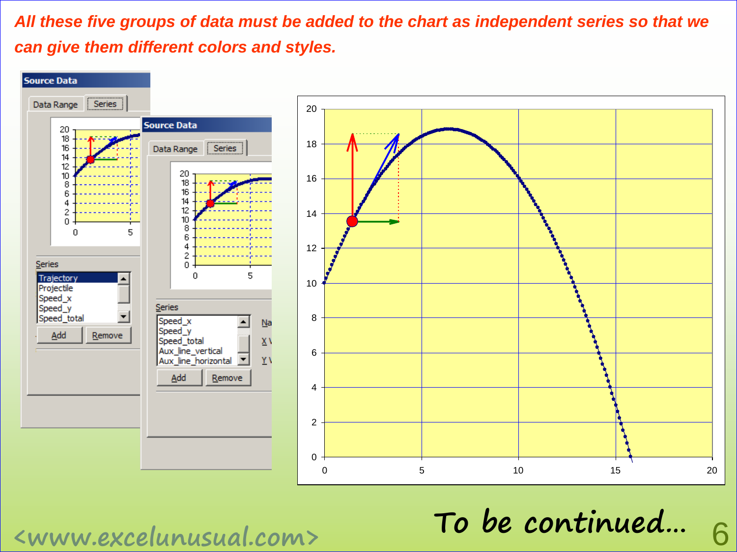***All these five groups of data must be added to the chart as independent series so that we can give them different colors and styles.***

Source Data

Data Range Series

Series

Trajectory
Projectile
Speed_x
Speed_y
Speed_total

Add Remove

Source Data

Data Range Series

Series

Speed_x
Speed_y
Speed_total
Aux_line_vertical
Aux_line_horizontal

Add Remove

20
18
16
14
12
10
8
6
4
2
0

0 5 10 15 20

**To be continued…**

<www.excelunusual.com>